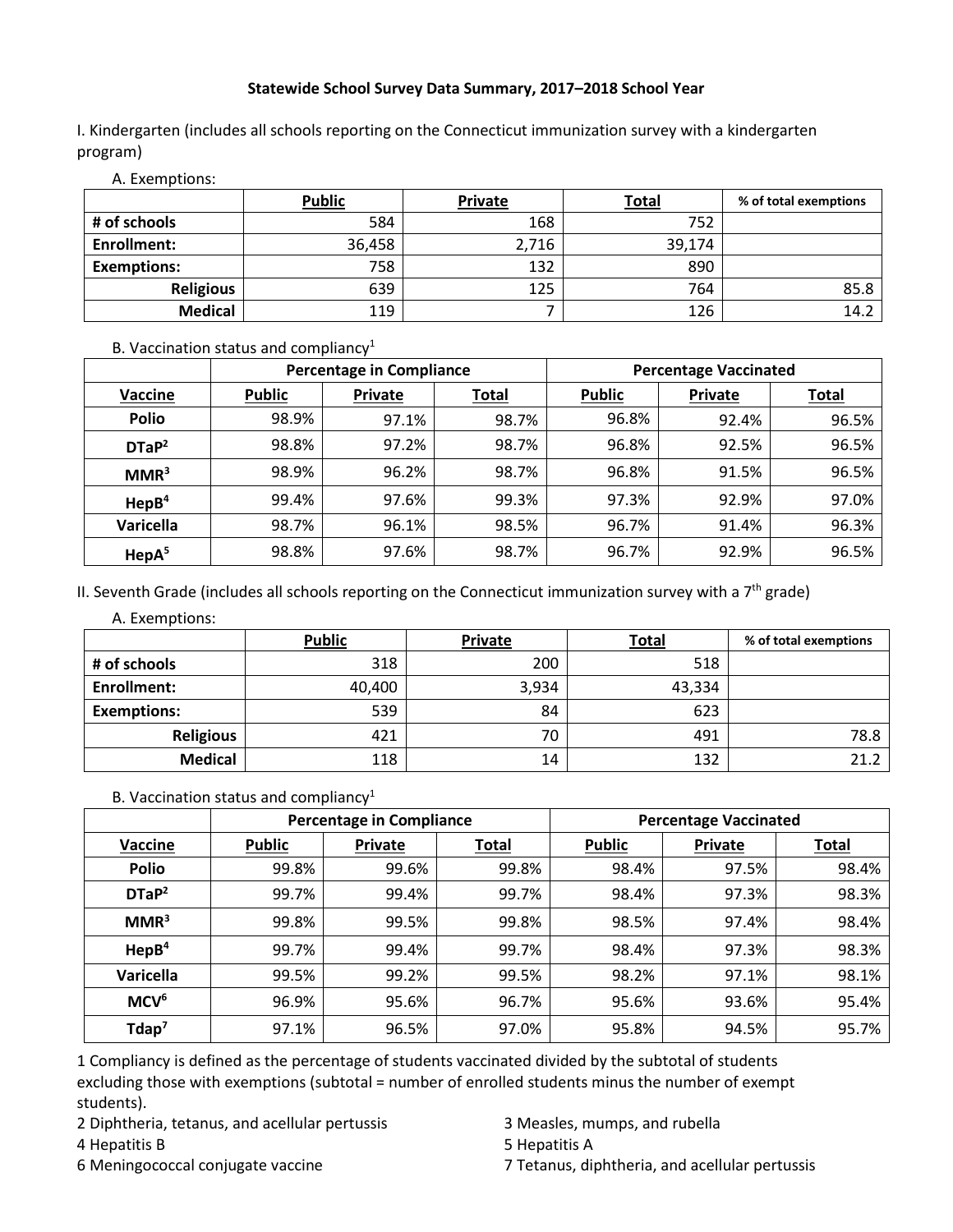# Statewide School Survey Data Summary, 2017–2018 School Year

I. Kindergarten (includes all schools reporting on the Connecticut immunization survey with a kindergarten program)

A. Exemptions:

| | Public | Private | Total | % of total exemptions |
|---|---|---|---|---|
| # of schools | 584 | 168 | 752 | |
| Enrollment: | 36,458 | 2,716 | 39,174 | |
| Exemptions: | 758 | 132 | 890 | |
| Religious | 639 | 125 | 764 | 85.8 |
| Medical | 119 | 7 | 126 | 14.2 |

B. Vaccination status and compliancy[1]

| | Percentage in Compliance | | | Percentage Vaccinated | | |
|---|---|---|---|---|---|---|
| Vaccine | Public | Private | Total | Public | Private | Total |
| Polio | 98.9% | 97.1% | 98.7% | 96.8% | 92.4% | 96.5% |
| DTaP[2] | 98.8% | 97.2% | 98.7% | 96.8% | 92.5% | 96.5% |
| MMR[3] | 98.9% | 96.2% | 98.7% | 96.8% | 91.5% | 96.5% |
| HepB[4] | 99.4% | 97.6% | 99.3% | 97.3% | 92.9% | 97.0% |
| Varicella | 98.7% | 96.1% | 98.5% | 96.7% | 91.4% | 96.3% |
| HepA[5] | 98.8% | 97.6% | 98.7% | 96.7% | 92.9% | 96.5% |

II. Seventh Grade (includes all schools reporting on the Connecticut immunization survey with a 7th grade)

A. Exemptions:

| | Public | Private | Total | % of total exemptions |
|---|---|---|---|---|
| # of schools | 318 | 200 | 518 | |
| Enrollment: | 40,400 | 3,934 | 43,334 | |
| Exemptions: | 539 | 84 | 623 | |
| Religious | 421 | 70 | 491 | 78.8 |
| Medical | 118 | 14 | 132 | 21.2 |

B. Vaccination status and compliancy[1]

| | Percentage in Compliance | | | Percentage Vaccinated | | |
|---|---|---|---|---|---|---|
| Vaccine | Public | Private | Total | Public | Private | Total |
| Polio | 99.8% | 99.6% | 99.8% | 98.4% | 97.5% | 98.4% |
| DTaP[2] | 99.7% | 99.4% | 99.7% | 98.4% | 97.3% | 98.3% |
| MMR[3] | 99.8% | 99.5% | 99.8% | 98.5% | 97.4% | 98.4% |
| HepB[4] | 99.7% | 99.4% | 99.7% | 98.4% | 97.3% | 98.3% |
| Varicella | 99.5% | 99.2% | 99.5% | 98.2% | 97.1% | 98.1% |
| MCV[6] | 96.9% | 95.6% | 96.7% | 95.6% | 93.6% | 95.4% |
| Tdap[7] | 97.1% | 96.5% | 97.0% | 95.8% | 94.5% | 95.7% |

1 Compliancy is defined as the percentage of students vaccinated divided by the subtotal of students excluding those with exemptions (subtotal = number of enrolled students minus the number of exempt students).

2 Diphtheria, tetanus, and acellular pertussis

3 Measles, mumps, and rubella

4 Hepatitis B

5 Hepatitis A

6 Meningococcal conjugate vaccine

7 Tetanus, diphtheria, and acellular pertussis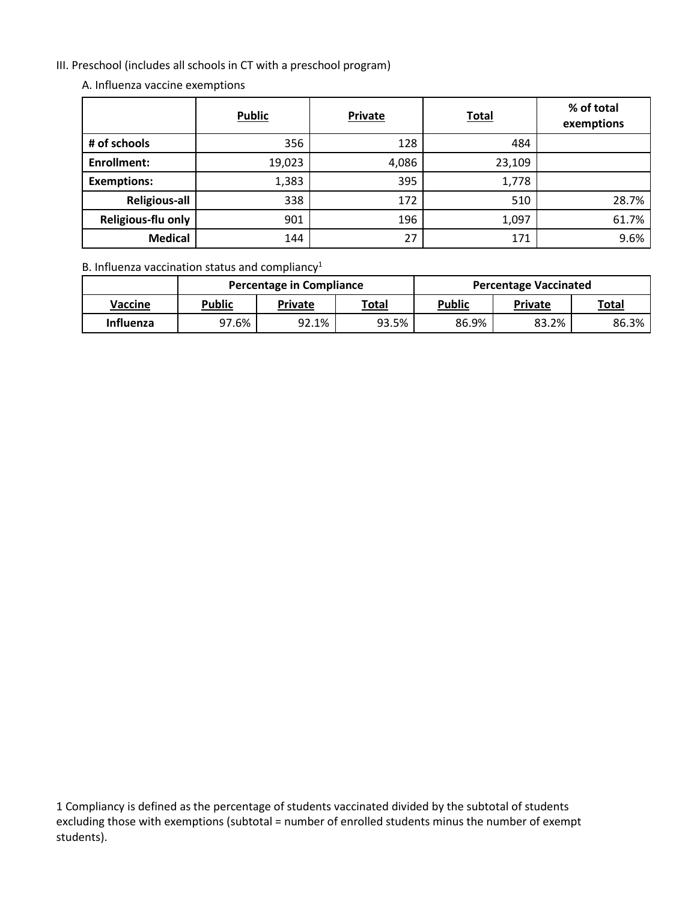III. Preschool (includes all schools in CT with a preschool program)

A. Influenza vaccine exemptions

| | Public | Private | Total | % of total exemptions |
|---|---|---|---|---|
| **# of schools** | 356 | 128 | 484 | |
| **Enrollment:** | 19,023 | 4,086 | 23,109 | |
| **Exemptions:** | 1,383 | 395 | 1,778 | |
| **Religious-all** | 338 | 172 | 510 | 28.7% |
| **Religious-flu only** | 901 | 196 | 1,097 | 61.7% |
| **Medical** | 144 | 27 | 171 | 9.6% |

B. Influenza vaccination status and compliancy[1]

| | Percentage in Compliance | | | Percentage Vaccinated | | |
|---|---|---|---|---|---|---|
| **Vaccine** | **Public** | **Private** | **Total** | **Public** | **Private** | **Total** |
| **Influenza** | 97.6% | 92.1% | 93.5% | 86.9% | 83.2% | 86.3% |

1 Compliancy is defined as the percentage of students vaccinated divided by the subtotal of students excluding those with exemptions (subtotal = number of enrolled students minus the number of exempt students).